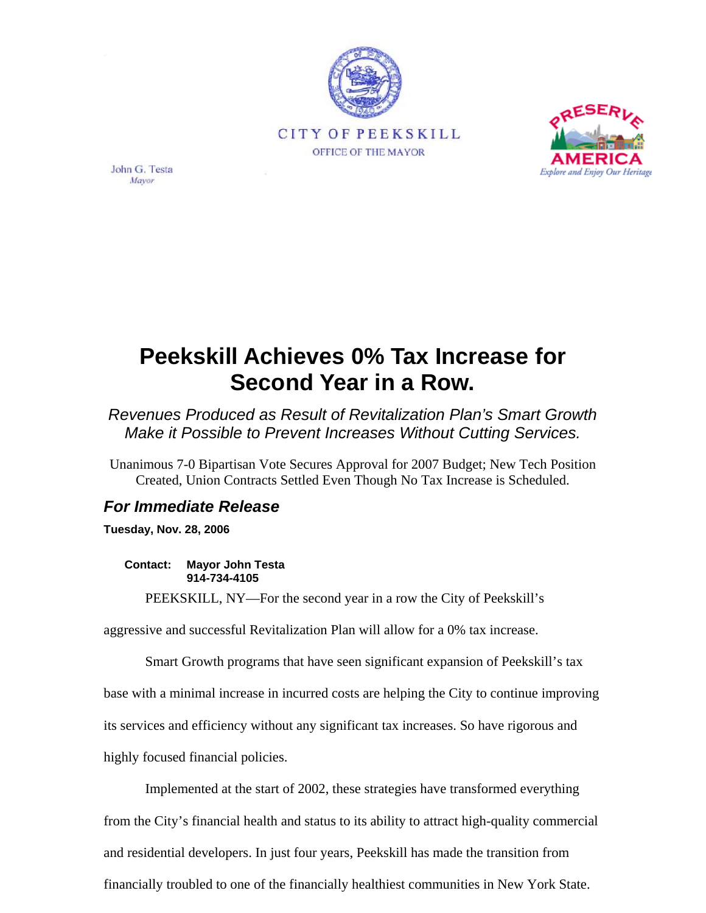CITY OF PEEKSKILL

OFFICE OF THE MAYOR

John G. Testa
*Mayor*

PRESERVE AMERICA
*Explore and Enjoy Our Heritage*

# Peekskill Achieves 0% Tax Increase for Second Year in a Row.

*Revenues Produced as Result of Revitalization Plan's Smart Growth Make it Possible to Prevent Increases Without Cutting Services.*

Unanimous 7-0 Bipartisan Vote Secures Approval for 2007 Budget; New Tech Position Created, Union Contracts Settled Even Though No Tax Increase is Scheduled.

## *For Immediate Release*

**Tuesday, Nov. 28, 2006**

**Contact: Mayor John Testa**
**914-734-4105**

PEEKSKILL, NY—For the second year in a row the City of Peekskill's aggressive and successful Revitalization Plan will allow for a 0% tax increase.

Smart Growth programs that have seen significant expansion of Peekskill's tax base with a minimal increase in incurred costs are helping the City to continue improving its services and efficiency without any significant tax increases. So have rigorous and highly focused financial policies.

Implemented at the start of 2002, these strategies have transformed everything from the City's financial health and status to its ability to attract high-quality commercial and residential developers. In just four years, Peekskill has made the transition from financially troubled to one of the financially healthiest communities in New York State.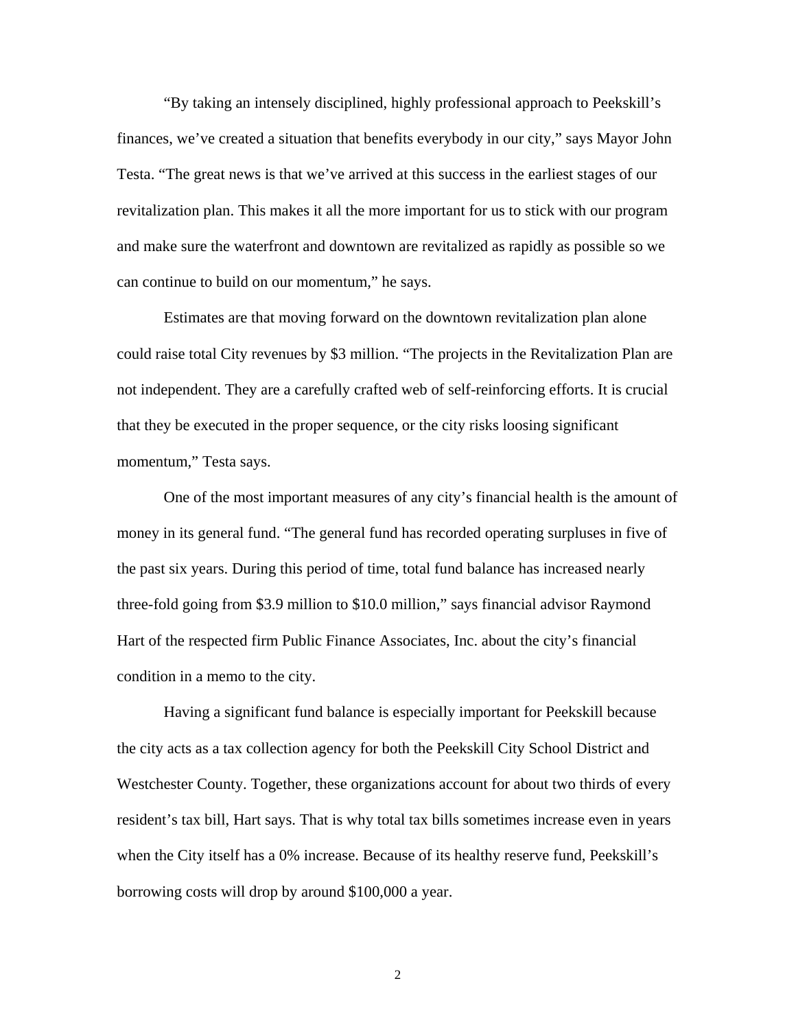"By taking an intensely disciplined, highly professional approach to Peekskill's finances, we've created a situation that benefits everybody in our city," says Mayor John Testa. "The great news is that we've arrived at this success in the earliest stages of our revitalization plan. This makes it all the more important for us to stick with our program and make sure the waterfront and downtown are revitalized as rapidly as possible so we can continue to build on our momentum," he says.

Estimates are that moving forward on the downtown revitalization plan alone could raise total City revenues by $3 million. "The projects in the Revitalization Plan are not independent. They are a carefully crafted web of self-reinforcing efforts. It is crucial that they be executed in the proper sequence, or the city risks loosing significant momentum," Testa says.

One of the most important measures of any city's financial health is the amount of money in its general fund. "The general fund has recorded operating surpluses in five of the past six years. During this period of time, total fund balance has increased nearly three-fold going from $3.9 million to $10.0 million," says financial advisor Raymond Hart of the respected firm Public Finance Associates, Inc. about the city's financial condition in a memo to the city.

Having a significant fund balance is especially important for Peekskill because the city acts as a tax collection agency for both the Peekskill City School District and Westchester County. Together, these organizations account for about two thirds of every resident's tax bill, Hart says. That is why total tax bills sometimes increase even in years when the City itself has a 0% increase. Because of its healthy reserve fund, Peekskill's borrowing costs will drop by around $100,000 a year.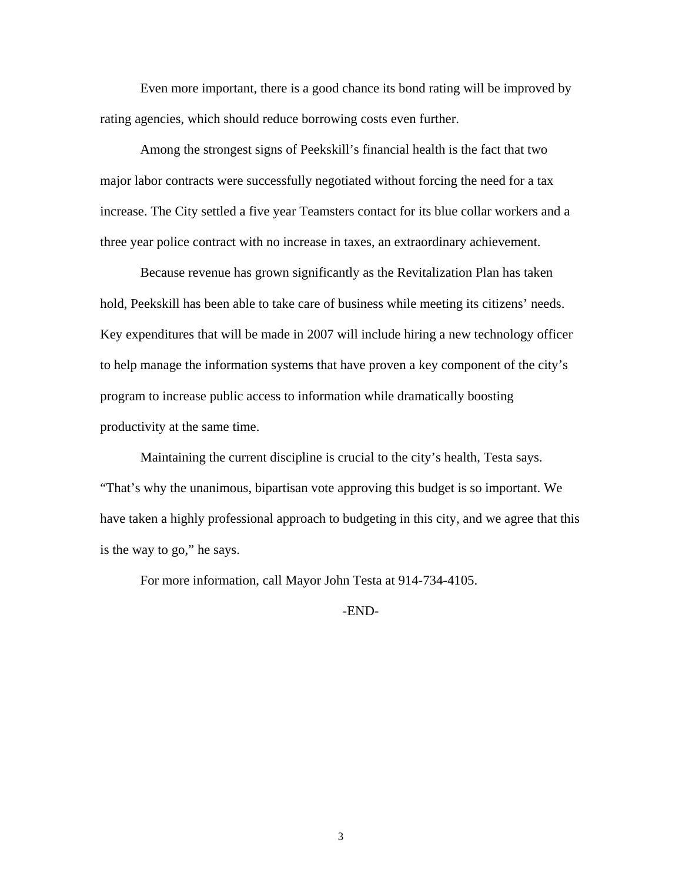Even more important, there is a good chance its bond rating will be improved by rating agencies, which should reduce borrowing costs even further.

Among the strongest signs of Peekskill's financial health is the fact that two major labor contracts were successfully negotiated without forcing the need for a tax increase. The City settled a five year Teamsters contact for its blue collar workers and a three year police contract with no increase in taxes, an extraordinary achievement.

Because revenue has grown significantly as the Revitalization Plan has taken hold, Peekskill has been able to take care of business while meeting its citizens' needs. Key expenditures that will be made in 2007 will include hiring a new technology officer to help manage the information systems that have proven a key component of the city's program to increase public access to information while dramatically boosting productivity at the same time.

Maintaining the current discipline is crucial to the city's health, Testa says. "That's why the unanimous, bipartisan vote approving this budget is so important. We have taken a highly professional approach to budgeting in this city, and we agree that this is the way to go," he says.

For more information, call Mayor John Testa at 914-734-4105.

-END-